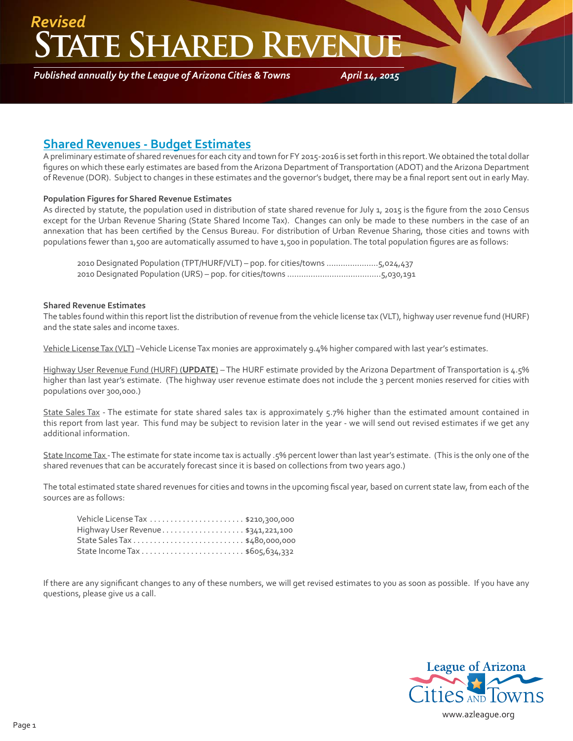*Revised*

# State Shared Revenue

*Published annually by the League of Arizona Cities & Towns* *April 14, 2015*

## Shared Revenues - Budget Estimates

A preliminary estimate of shared revenues for each city and town for FY 2015-2016 is set forth in this report. We obtained the total dollar figures on which these early estimates are based from the Arizona Department of Transportation (ADOT) and the Arizona Department of Revenue (DOR). Subject to changes in these estimates and the governor's budget, there may be a final report sent out in early May.

**Population Figures for Shared Revenue Estimates**

As directed by statute, the population used in distribution of state shared revenue for July 1, 2015 is the figure from the 2010 Census except for the Urban Revenue Sharing (State Shared Income Tax). Changes can only be made to these numbers in the case of an annexation that has been certified by the Census Bureau. For distribution of Urban Revenue Sharing, those cities and towns with populations fewer than 1,500 are automatically assumed to have 1,500 in population. The total population figures are as follows:

2010 Designated Population (TPT/HURF/VLT) – pop. for cities/towns .....................5,024,437
2010 Designated Population (URS) – pop. for cities/towns .......................................5,030,191

**Shared Revenue Estimates**

The tables found within this report list the distribution of revenue from the vehicle license tax (VLT), highway user revenue fund (HURF) and the state sales and income taxes.

Vehicle License Tax (VLT) –Vehicle License Tax monies are approximately 9.4% higher compared with last year's estimates.

Highway User Revenue Fund (HURF) (**UPDATE**) – The HURF estimate provided by the Arizona Department of Transportation is 4.5% higher than last year's estimate. (The highway user revenue estimate does not include the 3 percent monies reserved for cities with populations over 300,000.)

State Sales Tax - The estimate for state shared sales tax is approximately 5.7% higher than the estimated amount contained in this report from last year. This fund may be subject to revision later in the year - we will send out revised estimates if we get any additional information.

State Income Tax - The estimate for state income tax is actually .5% percent lower than last year's estimate. (This is the only one of the shared revenues that can be accurately forecast since it is based on collections from two years ago.)

The total estimated state shared revenues for cities and towns in the upcoming fiscal year, based on current state law, from each of the sources are as follows:

Vehicle License Tax . . . . . . . . . . . . . . . . . . . . . . . $210,300,000
Highway User Revenue . . . . . . . . . . . . . . . . . . . . $341,221,100
State Sales Tax . . . . . . . . . . . . . . . . . . . . . . . . . . $480,000,000
State Income Tax . . . . . . . . . . . . . . . . . . . . . . . . . $605,634,332

If there are any significant changes to any of these numbers, we will get revised estimates to you as soon as possible. If you have any questions, please give us a call.

League of Arizona Cities and Towns
www.azleague.org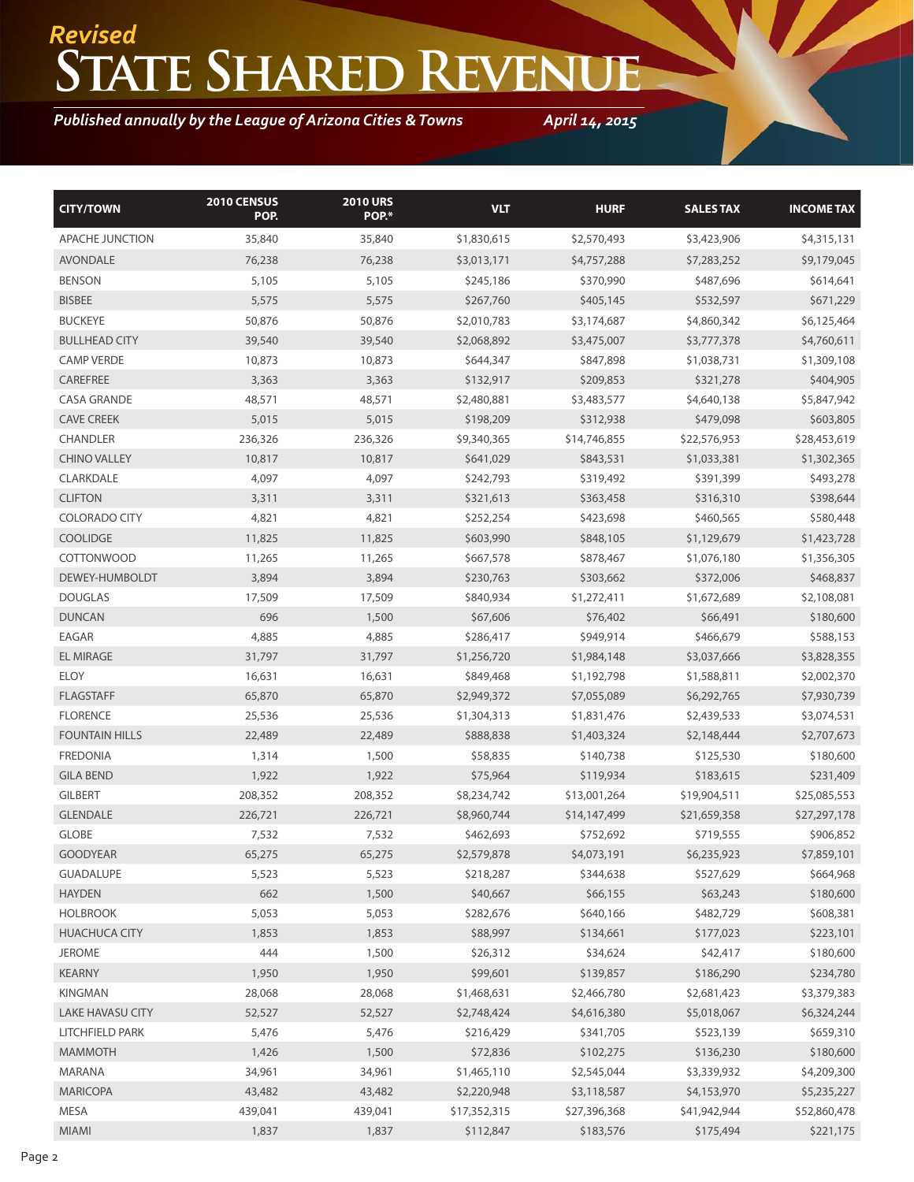*Revised*

# State Shared Revenue

***Published annually by the League of Arizona Cities & Towns*** ***April 14, 2015***

| CITY/TOWN | 2010 CENSUS POP. | 2010 URS POP.* | VLT | HURF | SALES TAX | INCOME TAX |
|---|---|---|---|---|---|---|
| APACHE JUNCTION | 35,840 | 35,840 | $1,830,615 | $2,570,493 | $3,423,906 | $4,315,131 |
| AVONDALE | 76,238 | 76,238 | $3,013,171 | $4,757,288 | $7,283,252 | $9,179,045 |
| BENSON | 5,105 | 5,105 | $245,186 | $370,990 | $487,696 | $614,641 |
| BISBEE | 5,575 | 5,575 | $267,760 | $405,145 | $532,597 | $671,229 |
| BUCKEYE | 50,876 | 50,876 | $2,010,783 | $3,174,687 | $4,860,342 | $6,125,464 |
| BULLHEAD CITY | 39,540 | 39,540 | $2,068,892 | $3,475,007 | $3,777,378 | $4,760,611 |
| CAMP VERDE | 10,873 | 10,873 | $644,347 | $847,898 | $1,038,731 | $1,309,108 |
| CAREFREE | 3,363 | 3,363 | $132,917 | $209,853 | $321,278 | $404,905 |
| CASA GRANDE | 48,571 | 48,571 | $2,480,881 | $3,483,577 | $4,640,138 | $5,847,942 |
| CAVE CREEK | 5,015 | 5,015 | $198,209 | $312,938 | $479,098 | $603,805 |
| CHANDLER | 236,326 | 236,326 | $9,340,365 | $14,746,855 | $22,576,953 | $28,453,619 |
| CHINO VALLEY | 10,817 | 10,817 | $641,029 | $843,531 | $1,033,381 | $1,302,365 |
| CLARKDALE | 4,097 | 4,097 | $242,793 | $319,492 | $391,399 | $493,278 |
| CLIFTON | 3,311 | 3,311 | $321,613 | $363,458 | $316,310 | $398,644 |
| COLORADO CITY | 4,821 | 4,821 | $252,254 | $423,698 | $460,565 | $580,448 |
| COOLIDGE | 11,825 | 11,825 | $603,990 | $848,105 | $1,129,679 | $1,423,728 |
| COTTONWOOD | 11,265 | 11,265 | $667,578 | $878,467 | $1,076,180 | $1,356,305 |
| DEWEY-HUMBOLDT | 3,894 | 3,894 | $230,763 | $303,662 | $372,006 | $468,837 |
| DOUGLAS | 17,509 | 17,509 | $840,934 | $1,272,411 | $1,672,689 | $2,108,081 |
| DUNCAN | 696 | 1,500 | $67,606 | $76,402 | $66,491 | $180,600 |
| EAGAR | 4,885 | 4,885 | $286,417 | $949,914 | $466,679 | $588,153 |
| EL MIRAGE | 31,797 | 31,797 | $1,256,720 | $1,984,148 | $3,037,666 | $3,828,355 |
| ELOY | 16,631 | 16,631 | $849,468 | $1,192,798 | $1,588,811 | $2,002,370 |
| FLAGSTAFF | 65,870 | 65,870 | $2,949,372 | $7,055,089 | $6,292,765 | $7,930,739 |
| FLORENCE | 25,536 | 25,536 | $1,304,313 | $1,831,476 | $2,439,533 | $3,074,531 |
| FOUNTAIN HILLS | 22,489 | 22,489 | $888,838 | $1,403,324 | $2,148,444 | $2,707,673 |
| FREDONIA | 1,314 | 1,500 | $58,835 | $140,738 | $125,530 | $180,600 |
| GILA BEND | 1,922 | 1,922 | $75,964 | $119,934 | $183,615 | $231,409 |
| GILBERT | 208,352 | 208,352 | $8,234,742 | $13,001,264 | $19,904,511 | $25,085,553 |
| GLENDALE | 226,721 | 226,721 | $8,960,744 | $14,147,499 | $21,659,358 | $27,297,178 |
| GLOBE | 7,532 | 7,532 | $462,693 | $752,692 | $719,555 | $906,852 |
| GOODYEAR | 65,275 | 65,275 | $2,579,878 | $4,073,191 | $6,235,923 | $7,859,101 |
| GUADALUPE | 5,523 | 5,523 | $218,287 | $344,638 | $527,629 | $664,968 |
| HAYDEN | 662 | 1,500 | $40,667 | $66,155 | $63,243 | $180,600 |
| HOLBROOK | 5,053 | 5,053 | $282,676 | $640,166 | $482,729 | $608,381 |
| HUACHUCA CITY | 1,853 | 1,853 | $88,997 | $134,661 | $177,023 | $223,101 |
| JEROME | 444 | 1,500 | $26,312 | $34,624 | $42,417 | $180,600 |
| KEARNY | 1,950 | 1,950 | $99,601 | $139,857 | $186,290 | $234,780 |
| KINGMAN | 28,068 | 28,068 | $1,468,631 | $2,466,780 | $2,681,423 | $3,379,383 |
| LAKE HAVASU CITY | 52,527 | 52,527 | $2,748,424 | $4,616,380 | $5,018,067 | $6,324,244 |
| LITCHFIELD PARK | 5,476 | 5,476 | $216,429 | $341,705 | $523,139 | $659,310 |
| MAMMOTH | 1,426 | 1,500 | $72,836 | $102,275 | $136,230 | $180,600 |
| MARANA | 34,961 | 34,961 | $1,465,110 | $2,545,044 | $3,339,932 | $4,209,300 |
| MARICOPA | 43,482 | 43,482 | $2,220,948 | $3,118,587 | $4,153,970 | $5,235,227 |
| MESA | 439,041 | 439,041 | $17,352,315 | $27,396,368 | $41,942,944 | $52,860,478 |
| MIAMI | 1,837 | 1,837 | $112,847 | $183,576 | $175,494 | $221,175 |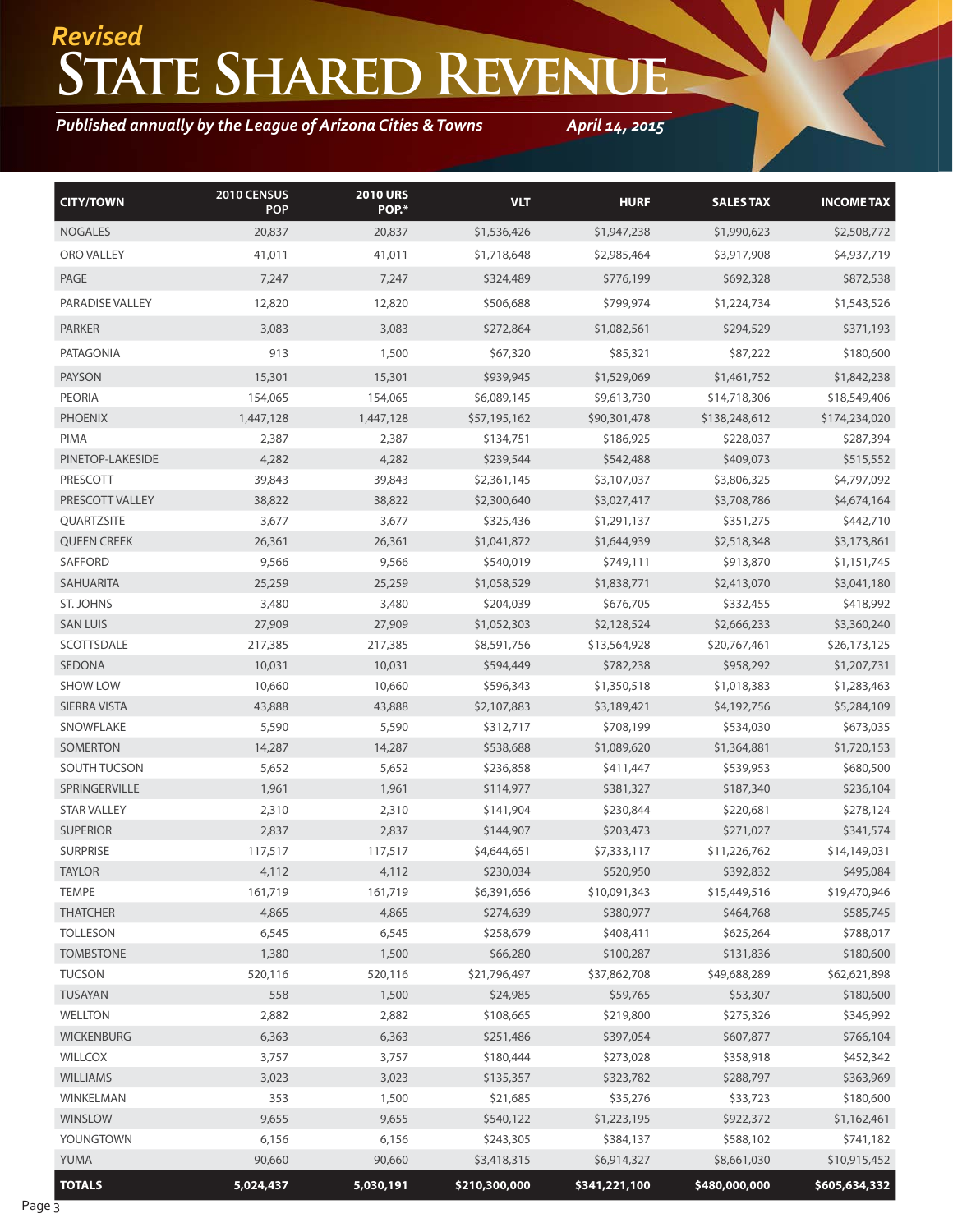*Revised*

# State Shared Revenue

*Published annually by the League of Arizona Cities & Towns* *April 14, 2015*

| CITY/TOWN | 2010 CENSUS POP | 2010 URS POP.* | VLT | HURF | SALES TAX | INCOME TAX |
|---|---|---|---|---|---|---|
| NOGALES | 20,837 | 20,837 | $1,536,426 | $1,947,238 | $1,990,623 | $2,508,772 |
| ORO VALLEY | 41,011 | 41,011 | $1,718,648 | $2,985,464 | $3,917,908 | $4,937,719 |
| PAGE | 7,247 | 7,247 | $324,489 | $776,199 | $692,328 | $872,538 |
| PARADISE VALLEY | 12,820 | 12,820 | $506,688 | $799,974 | $1,224,734 | $1,543,526 |
| PARKER | 3,083 | 3,083 | $272,864 | $1,082,561 | $294,529 | $371,193 |
| PATAGONIA | 913 | 1,500 | $67,320 | $85,321 | $87,222 | $180,600 |
| PAYSON | 15,301 | 15,301 | $939,945 | $1,529,069 | $1,461,752 | $1,842,238 |
| PEORIA | 154,065 | 154,065 | $6,089,145 | $9,613,730 | $14,718,306 | $18,549,406 |
| PHOENIX | 1,447,128 | 1,447,128 | $57,195,162 | $90,301,478 | $138,248,612 | $174,234,020 |
| PIMA | 2,387 | 2,387 | $134,751 | $186,925 | $228,037 | $287,394 |
| PINETOP-LAKESIDE | 4,282 | 4,282 | $239,544 | $542,488 | $409,073 | $515,552 |
| PRESCOTT | 39,843 | 39,843 | $2,361,145 | $3,107,037 | $3,806,325 | $4,797,092 |
| PRESCOTT VALLEY | 38,822 | 38,822 | $2,300,640 | $3,027,417 | $3,708,786 | $4,674,164 |
| QUARTZSITE | 3,677 | 3,677 | $325,436 | $1,291,137 | $351,275 | $442,710 |
| QUEEN CREEK | 26,361 | 26,361 | $1,041,872 | $1,644,939 | $2,518,348 | $3,173,861 |
| SAFFORD | 9,566 | 9,566 | $540,019 | $749,111 | $913,870 | $1,151,745 |
| SAHUARITA | 25,259 | 25,259 | $1,058,529 | $1,838,771 | $2,413,070 | $3,041,180 |
| ST. JOHNS | 3,480 | 3,480 | $204,039 | $676,705 | $332,455 | $418,992 |
| SAN LUIS | 27,909 | 27,909 | $1,052,303 | $2,128,524 | $2,666,233 | $3,360,240 |
| SCOTTSDALE | 217,385 | 217,385 | $8,591,756 | $13,564,928 | $20,767,461 | $26,173,125 |
| SEDONA | 10,031 | 10,031 | $594,449 | $782,238 | $958,292 | $1,207,731 |
| SHOW LOW | 10,660 | 10,660 | $596,343 | $1,350,518 | $1,018,383 | $1,283,463 |
| SIERRA VISTA | 43,888 | 43,888 | $2,107,883 | $3,189,421 | $4,192,756 | $5,284,109 |
| SNOWFLAKE | 5,590 | 5,590 | $312,717 | $708,199 | $534,030 | $673,035 |
| SOMERTON | 14,287 | 14,287 | $538,688 | $1,089,620 | $1,364,881 | $1,720,153 |
| SOUTH TUCSON | 5,652 | 5,652 | $236,858 | $411,447 | $539,953 | $680,500 |
| SPRINGERVILLE | 1,961 | 1,961 | $114,977 | $381,327 | $187,340 | $236,104 |
| STAR VALLEY | 2,310 | 2,310 | $141,904 | $230,844 | $220,681 | $278,124 |
| SUPERIOR | 2,837 | 2,837 | $144,907 | $203,473 | $271,027 | $341,574 |
| SURPRISE | 117,517 | 117,517 | $4,644,651 | $7,333,117 | $11,226,762 | $14,149,031 |
| TAYLOR | 4,112 | 4,112 | $230,034 | $520,950 | $392,832 | $495,084 |
| TEMPE | 161,719 | 161,719 | $6,391,656 | $10,091,343 | $15,449,516 | $19,470,946 |
| THATCHER | 4,865 | 4,865 | $274,639 | $380,977 | $464,768 | $585,745 |
| TOLLESON | 6,545 | 6,545 | $258,679 | $408,411 | $625,264 | $788,017 |
| TOMBSTONE | 1,380 | 1,500 | $66,280 | $100,287 | $131,836 | $180,600 |
| TUCSON | 520,116 | 520,116 | $21,796,497 | $37,862,708 | $49,688,289 | $62,621,898 |
| TUSAYAN | 558 | 1,500 | $24,985 | $59,765 | $53,307 | $180,600 |
| WELLTON | 2,882 | 2,882 | $108,665 | $219,800 | $275,326 | $346,992 |
| WICKENBURG | 6,363 | 6,363 | $251,486 | $397,054 | $607,877 | $766,104 |
| WILLCOX | 3,757 | 3,757 | $180,444 | $273,028 | $358,918 | $452,342 |
| WILLIAMS | 3,023 | 3,023 | $135,357 | $323,782 | $288,797 | $363,969 |
| WINKELMAN | 353 | 1,500 | $21,685 | $35,276 | $33,723 | $180,600 |
| WINSLOW | 9,655 | 9,655 | $540,122 | $1,223,195 | $922,372 | $1,162,461 |
| YOUNGTOWN | 6,156 | 6,156 | $243,305 | $384,137 | $588,102 | $741,182 |
| YUMA | 90,660 | 90,660 | $3,418,315 | $6,914,327 | $8,661,030 | $10,915,452 |
| **TOTALS** | **5,024,437** | **5,030,191** | **$210,300,000** | **$341,221,100** | **$480,000,000** | **$605,634,332** |